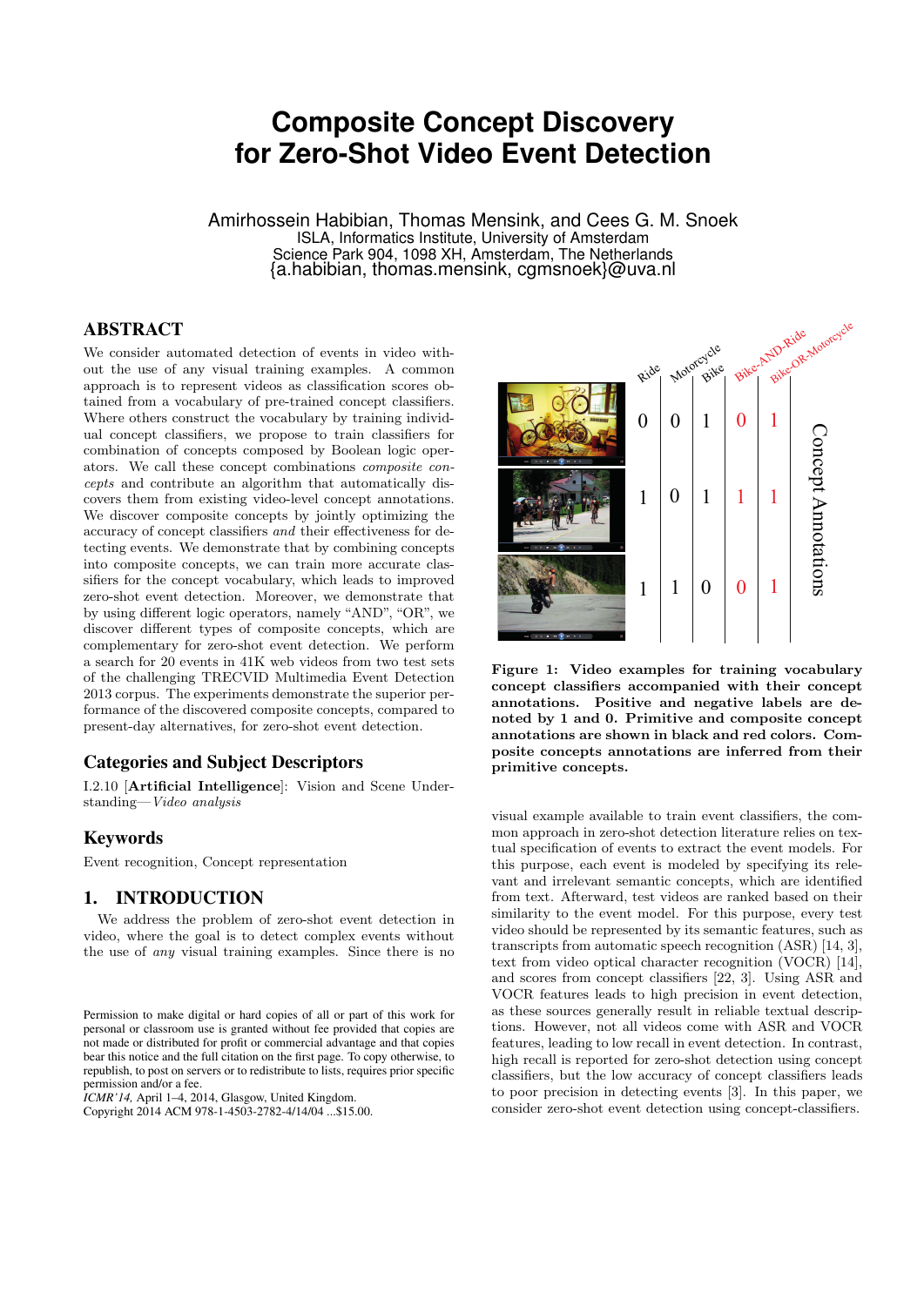# Composite Concept Discovery for Zero-Shot Video Event Detection

Amirhossein Habibian, Thomas Mensink, and Cees G. M. Snoek
ISLA, Informatics Institute, University of Amsterdam
Science Park 904, 1098 XH, Amsterdam, The Netherlands
{a.habibian, thomas.mensink, cgmsnoek}@uva.nl

## ABSTRACT

We consider automated detection of events in video without the use of any visual training examples. A common approach is to represent videos as classification scores obtained from a vocabulary of pre-trained concept classifiers. Where others construct the vocabulary by training individual concept classifiers, we propose to train classifiers for combination of concepts composed by Boolean logic operators. We call these concept combinations *composite concepts* and contribute an algorithm that automatically discovers them from existing video-level concept annotations. We discover composite concepts by jointly optimizing the accuracy of concept classifiers *and* their effectiveness for detecting events. We demonstrate that by combining concepts into composite concepts, we can train more accurate classifiers for the concept vocabulary, which leads to improved zero-shot event detection. Moreover, we demonstrate that by using different logic operators, namely "AND", "OR", we discover different types of composite concepts, which are complementary for zero-shot event detection. We perform a search for 20 events in 41K web videos from two test sets of the challenging TRECVID Multimedia Event Detection 2013 corpus. The experiments demonstrate the superior performance of the discovered composite concepts, compared to present-day alternatives, for zero-shot event detection.

## Categories and Subject Descriptors

I.2.10 [**Artificial Intelligence**]: Vision and Scene Understanding—*Video analysis*

## Keywords

Event recognition, Concept representation

## 1. INTRODUCTION

We address the problem of zero-shot event detection in video, where the goal is to detect complex events without the use of *any* visual training examples. Since there is no visual example available to train event classifiers, the common approach in zero-shot detection literature relies on textual specification of events to extract the event models. For this purpose, each event is modeled by specifying its relevant and irrelevant semantic concepts, which are identified from text. Afterward, test videos are ranked based on their similarity to the event model. For this purpose, every test video should be represented by its semantic features, such as transcripts from automatic speech recognition (ASR) [14, 3], text from video optical character recognition (VOCR) [14], and scores from concept classifiers [22, 3]. Using ASR and VOCR features leads to high precision in event detection, as these sources generally result in reliable textual descriptions. However, not all videos come with ASR and VOCR features, leading to low recall in event detection. In contrast, high recall is reported for zero-shot detection using concept classifiers, but the low accuracy of concept classifiers leads to poor precision in detecting events [3]. In this paper, we consider zero-shot event detection using concept-classifiers.

| | Ride | Motorcycle | Bike | Bike-AND-Ride | Bike-OR-Motorcycle |
|---|---|---|---|---|---|
| Video 1 | 0 | 0 | 1 | 0 | 1 |
| Video 2 | 1 | 0 | 1 | 1 | 1 |
| Video 3 | 1 | 1 | 0 | 0 | 1 |

**Figure 1: Video examples for training vocabulary concept classifiers accompanied with their concept annotations. Positive and negative labels are denoted by 1 and 0. Primitive and composite concept annotations are shown in black and red colors. Composite concepts annotations are inferred from their primitive concepts.**

Permission to make digital or hard copies of all or part of this work for personal or classroom use is granted without fee provided that copies are not made or distributed for profit or commercial advantage and that copies bear this notice and the full citation on the first page. To copy otherwise, to republish, to post on servers or to redistribute to lists, requires prior specific permission and/or a fee.
*ICMR'14,* April 1–4, 2014, Glasgow, United Kingdom.
Copyright 2014 ACM 978-1-4503-2782-4/14/04 ...$15.00.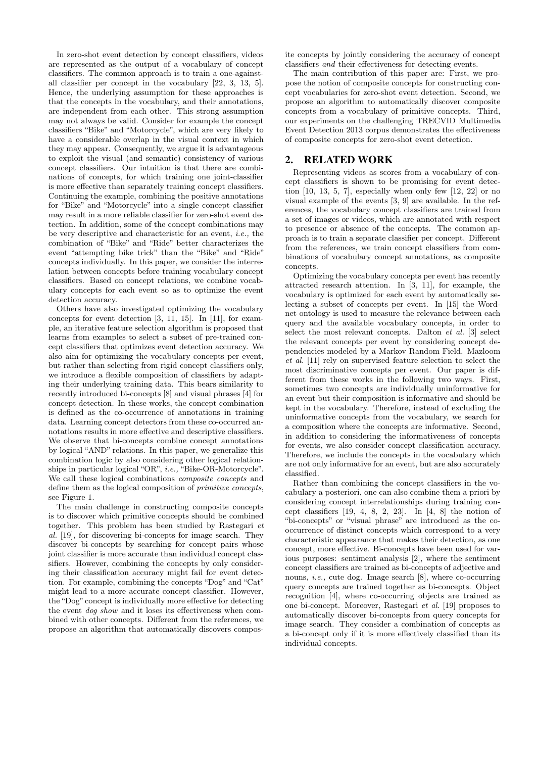In zero-shot event detection by concept classifiers, videos are represented as the output of a vocabulary of concept classifiers. The common approach is to train a one-against-all classifier per concept in the vocabulary [22, 3, 13, 5]. Hence, the underlying assumption for these approaches is that the concepts in the vocabulary, and their annotations, are independent from each other. This strong assumption may not always be valid. Consider for example the concept classifiers "Bike" and "Motorcycle", which are very likely to have a considerable overlap in the visual context in which they may appear. Consequently, we argue it is advantageous to exploit the visual (and semantic) consistency of various concept classifiers. Our intuition is that there are combinations of concepts, for which training one joint-classifier is more effective than separately training concept classifiers. Continuing the example, combining the positive annotations for "Bike" and "Motorcycle" into a single concept classifier may result in a more reliable classifier for zero-shot event detection. In addition, some of the concept combinations may be very descriptive and characteristic for an event, *i.e.,* the combination of "Bike" and "Ride" better characterizes the event "attempting bike trick" than the "Bike" and "Ride" concepts individually. In this paper, we consider the interrelation between concepts before training vocabulary concept classifiers. Based on concept relations, we combine vocabulary concepts for each event so as to optimize the event detection accuracy.

Others have also investigated optimizing the vocabulary concepts for event detection [3, 11, 15]. In [11], for example, an iterative feature selection algorithm is proposed that learns from examples to select a subset of pre-trained concept classifiers that optimizes event detection accuracy. We also aim for optimizing the vocabulary concepts per event, but rather than selecting from rigid concept classifiers only, we introduce a flexible composition of classifiers by adapting their underlying training data. This bears similarity to recently introduced bi-concepts [8] and visual phrases [4] for concept detection. In these works, the concept combination is defined as the co-occurrence of annotations in training data. Learning concept detectors from these co-occurred annotations results in more effective and descriptive classifiers. We observe that bi-concepts combine concept annotations by logical "AND" relations. In this paper, we generalize this combination logic by also considering other logical relationships in particular logical "OR", *i.e.,* "Bike-OR-Motorcycle". We call these logical combinations *composite concepts* and define them as the logical composition of *primitive concepts*, see Figure 1.

The main challenge in constructing composite concepts is to discover which primitive concepts should be combined together. This problem has been studied by Rastegari *et al.* [19], for discovering bi-concepts for image search. They discover bi-concepts by searching for concept pairs whose joint classifier is more accurate than individual concept classifiers. However, combining the concepts by only considering their classification accuracy might fail for event detection. For example, combining the concepts "Dog" and "Cat" might lead to a more accurate concept classifier. However, the "Dog" concept is individually more effective for detecting the event *dog show* and it loses its effectiveness when combined with other concepts. Different from the references, we propose an algorithm that automatically discovers composite concepts by jointly considering the accuracy of concept classifiers *and* their effectiveness for detecting events.

The main contribution of this paper are: First, we propose the notion of composite concepts for constructing concept vocabularies for zero-shot event detection. Second, we propose an algorithm to automatically discover composite concepts from a vocabulary of primitive concepts. Third, our experiments on the challenging TRECVID Multimedia Event Detection 2013 corpus demonstrates the effectiveness of composite concepts for zero-shot event detection.

## 2. RELATED WORK

Representing videos as scores from a vocabulary of concept classifiers is shown to be promising for event detection [10, 13, 5, 7], especially when only few [12, 22] or no visual example of the events [3, 9] are available. In the references, the vocabulary concept classifiers are trained from a set of images or videos, which are annotated with respect to presence or absence of the concepts. The common approach is to train a separate classifier per concept. Different from the references, we train concept classifiers from combinations of vocabulary concept annotations, as composite concepts.

Optimizing the vocabulary concepts per event has recently attracted research attention. In [3, 11], for example, the vocabulary is optimized for each event by automatically selecting a subset of concepts per event. In [15] the Wordnet ontology is used to measure the relevance between each query and the available vocabulary concepts, in order to select the most relevant concepts. Dalton *et al.* [3] select the relevant concepts per event by considering concept dependencies modeled by a Markov Random Field. Mazloom *et al.* [11] rely on supervised feature selection to select the most discriminative concepts per event. Our paper is different from these works in the following two ways. First, sometimes two concepts are individually uninformative for an event but their composition is informative and should be kept in the vocabulary. Therefore, instead of excluding the uninformative concepts from the vocabulary, we search for a composition where the concepts are informative. Second, in addition to considering the informativeness of concepts for events, we also consider concept classification accuracy. Therefore, we include the concepts in the vocabulary which are not only informative for an event, but are also accurately classified.

Rather than combining the concept classifiers in the vocabulary a posteriori, one can also combine them a priori by considering concept interrelationships during training concept classifiers [19, 4, 8, 2, 23]. In [4, 8] the notion of "bi-concepts" or "visual phrase" are introduced as the co-occurrence of distinct concepts which correspond to a very characteristic appearance that makes their detection, as one concept, more effective. Bi-concepts have been used for various purposes: sentiment analysis [2], where the sentiment concept classifiers are trained as bi-concepts of adjective and nouns, *i.e.,* cute dog. Image search [8], where co-occurring query concepts are trained together as bi-concepts. Object recognition [4], where co-occurring objects are trained as one bi-concept. Moreover, Rastegari *et al.* [19] proposes to automatically discover bi-concepts from query concepts for image search. They consider a combination of concepts as a bi-concept only if it is more effectively classified than its individual concepts.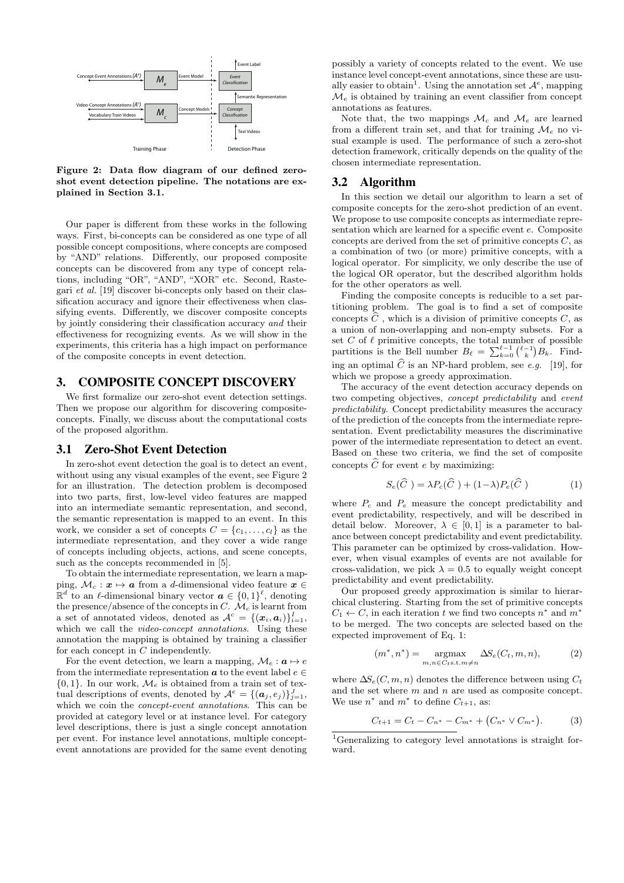Figure 2: Data flow diagram of our defined zero-shot event detection pipeline. The notations are explained in Section 3.1.

Our paper is different from these works in the following ways. First, bi-concepts can be considered as one type of all possible concept compositions, where concepts are composed by "AND" relations. Differently, our proposed composite concepts can be discovered from any type of concept relations, including "OR", "AND", "XOR" etc. Second, Rastegari *et al.* [19] discover bi-concepts only based on their classification accuracy and ignore their effectiveness when classifying events. Differently, we discover composite concepts by jointly considering their classification accuracy *and* their effectiveness for recognizing events. As we will show in the experiments, this criteria has a high impact on performance of the composite concepts in event detection.

## 3. COMPOSITE CONCEPT DISCOVERY

We first formalize our zero-shot event detection settings. Then we propose our algorithm for discovering composite-concepts. Finally, we discuss about the computational costs of the proposed algorithm.

### 3.1 Zero-Shot Event Detection

In zero-shot event detection the goal is to detect an event, without using any visual examples of the event, see Figure 2 for an illustration. The detection problem is decomposed into two parts, first, low-level video features are mapped into an intermediate semantic representation, and second, the semantic representation is mapped to an event. In this work, we consider a set of concepts $C = \{c_1, \ldots, c_l\}$ as the intermediate representation, and they cover a wide range of concepts including objects, actions, and scene concepts, such as the concepts recommended in [5].

To obtain the intermediate representation, we learn a mapping, $\mathcal{M}_c : \boldsymbol{x} \mapsto \boldsymbol{a}$ from a $d$-dimensional video feature $\boldsymbol{x} \in \mathbb{R}^d$ to an $\ell$-dimensional binary vector $\boldsymbol{a} \in \{0,1\}^\ell$, denoting the presence/absence of the concepts in $C$. $\mathcal{M}_c$ is learnt from a set of annotated videos, denoted as $\mathcal{A}^c = \{(\boldsymbol{x}_i, \boldsymbol{a}_i)\}_{i=1}^I$, which we call the *video-concept annotations*. Using these annotation the mapping is obtained by training a classifier for each concept in $C$ independently.

For the event detection, we learn a mapping, $\mathcal{M}_e : \boldsymbol{a} \mapsto e$ from the intermediate representation $\boldsymbol{a}$ to the event label $e \in \{0,1\}$. In our work, $\mathcal{M}_e$ is obtained from a train set of textual descriptions of events, denoted by $\mathcal{A}^e = \{(\boldsymbol{a}_j, e_j)\}_{j=1}^J$, which we coin the *concept-event annotations*. This can be provided at category level or at instance level. For category level descriptions, there is just a single concept annotation per event. For instance level annotations, multiple concept-event annotations are provided for the same event denoting possibly a variety of concepts related to the event. We use instance level concept-event annotations, since these are usually easier to obtain[1]. Using the annotation set $\mathcal{A}^e$, mapping $\mathcal{M}_e$ is obtained by training an event classifier from concept annotations as features.

Note that, the two mappings $\mathcal{M}_c$ and $\mathcal{M}_e$ are learned from a different train set, and that for training $\mathcal{M}_e$ no visual example is used. The performance of such a zero-shot detection framework, critically depends on the quality of the chosen intermediate representation.

### 3.2 Algorithm

In this section we detail our algorithm to learn a set of composite concepts for the zero-shot prediction of an event. We propose to use composite concepts as intermediate representation which are learned for a specific event $e$. Composite concepts are derived from the set of primitive concepts $C$, as a combination of two (or more) primitive concepts, with a logical operator. For simplicity, we only describe the use of the logical OR operator, but the described algorithm holds for the other operators as well.

Finding the composite concepts is reducible to a set partitioning problem. The goal is to find a set of composite concepts $\widehat{C}$ , which is a division of primitive concepts $C$, as a union of non-overlapping and non-empty subsets. For a set $C$ of $\ell$ primitive concepts, the total number of possible partitions is the Bell number $B_\ell = \sum_{k=0}^{\ell-1} \binom{\ell-1}{k} B_k$. Finding an optimal $\widehat{C}$ is an NP-hard problem, see *e.g.* [19], for which we propose a greedy approximation.

The accuracy of the event detection accuracy depends on two competing objectives, *concept predictability* and *event predictability*. Concept predictability measures the accuracy of the prediction of the concepts from the intermediate representation. Event predictability measures the discriminative power of the intermediate representation to detect an event. Based on these two criteria, we find the set of composite concepts $\widehat{C}$ for event $e$ by maximizing:

$$S_e(\widehat{C}\,) = \lambda P_c(\widehat{C}\,) + (1-\lambda) P_e(\widehat{C}\,) \tag{1}$$

where $P_c$ and $P_e$ measure the concept predictability and event predictability, respectively, and will be described in detail below. Moreover, $\lambda \in [0,1]$ is a parameter to balance between concept predictability and event predictability. This parameter can be optimized by cross-validation. However, when visual examples of events are not available for cross-validation, we pick $\lambda = 0.5$ to equally weight concept predictability and event predictability.

Our proposed greedy approximation is similar to hierarchical clustering. Starting from the set of primitive concepts $C_1 \leftarrow C$, in each iteration $t$ we find two concepts $n^*$ and $m^*$ to be merged. The two concepts are selected based on the expected improvement of Eq. 1:

$$(m^*, n^*) = \underset{m,n \in C_t \text{s.t.} m \neq n}{\operatorname{argmax}} \; \Delta S_e(C_t, m, n), \tag{2}$$

where $\Delta S_e(C, m, n)$ denotes the difference between using $C_t$ and the set where $m$ and $n$ are used as composite concept. We use $n^*$ and $m^*$ to define $C_{t+1}$, as:

$$C_{t+1} = C_t - C_{n^*} - C_{m^*} + \big(C_{n^*} \vee C_{m^*}\big). \tag{3}$$

[1] Generalizing to category level annotations is straight forward.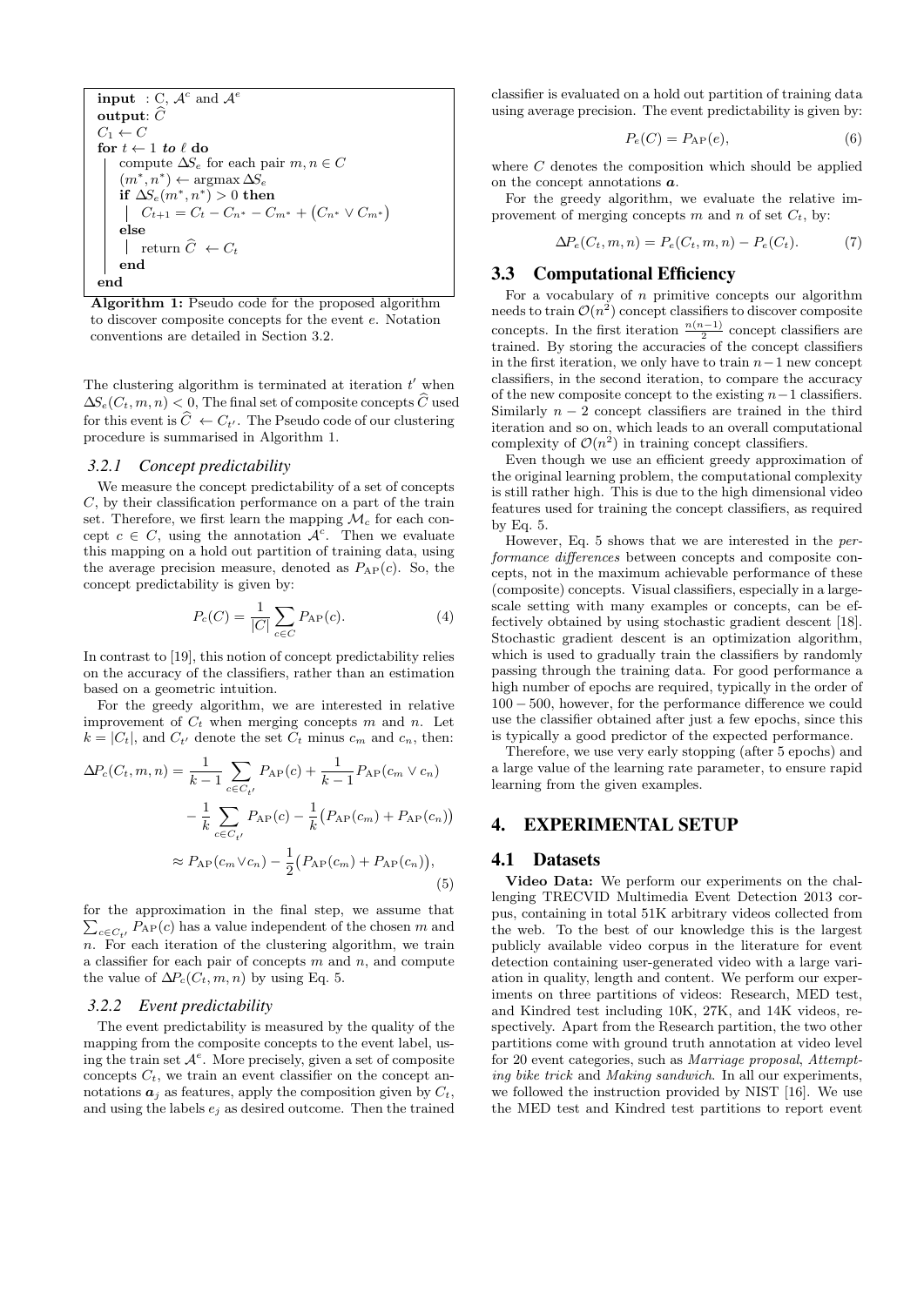```
input : C, A^c and A^e
output: Ĉ
C_1 ← C
for t ← 1 to ℓ do
    compute ΔS_e for each pair m, n ∈ C
    (m*, n*) ← argmax ΔS_e
    if ΔS_e(m*, n*) > 0 then
        C_{t+1} = C_t − C_{n*} − C_{m*} + (C_{n*} ∨ C_{m*})
    else
        return Ĉ ← C_t
    end
end
```

**Algorithm 1:** Pseudo code for the proposed algorithm to discover composite concepts for the event $e$. Notation conventions are detailed in Section 3.2.

The clustering algorithm is terminated at iteration $t'$ when $\Delta S_e(C_t, m, n) < 0$, The final set of composite concepts $\widehat{C}$ used for this event is $\widehat{C} \leftarrow C_{t'}$. The Pseudo code of our clustering procedure is summarised in Algorithm 1.

### 3.2.1 Concept predictability

We measure the concept predictability of a set of concepts $C$, by their classification performance on a part of the train set. Therefore, we first learn the mapping $\mathcal{M}_c$ for each concept $c \in C$, using the annotation $\mathcal{A}^c$. Then we evaluate this mapping on a hold out partition of training data, using the average precision measure, denoted as $P_{\text{AP}}(c)$. So, the concept predictability is given by:

$$P_c(C) = \frac{1}{|C|} \sum_{c \in C} P_{\text{AP}}(c). \tag{4}$$

In contrast to [19], this notion of concept predictability relies on the accuracy of the classifiers, rather than an estimation based on a geometric intuition.

For the greedy algorithm, we are interested in relative improvement of $C_t$ when merging concepts $m$ and $n$. Let $k = |C_t|$, and $C_{t'}$ denote the set $C_t$ minus $c_m$ and $c_n$, then:

$$\begin{aligned}
\Delta P_c(C_t, m, n) &= \frac{1}{k-1} \sum_{c \in C_{t'}} P_{\text{AP}}(c) + \frac{1}{k-1} P_{\text{AP}}(c_m \vee c_n) \\
&\quad - \frac{1}{k} \sum_{c \in C_{t'}} P_{\text{AP}}(c) - \frac{1}{k}\big(P_{\text{AP}}(c_m) + P_{\text{AP}}(c_n)\big) \\
&\approx P_{\text{AP}}(c_m \vee c_n) - \frac{1}{2}\big(P_{\text{AP}}(c_m) + P_{\text{AP}}(c_n)\big),
\end{aligned} \tag{5}$$

for the approximation in the final step, we assume that $\sum_{c \in C_{t'}} P_{\text{AP}}(c)$ has a value independent of the chosen $m$ and $n$. For each iteration of the clustering algorithm, we train a classifier for each pair of concepts $m$ and $n$, and compute the value of $\Delta P_c(C_t, m, n)$ by using Eq. 5.

### 3.2.2 Event predictability

The event predictability is measured by the quality of the mapping from the composite concepts to the event label, using the train set $\mathcal{A}^e$. More precisely, given a set of composite concepts $C_t$, we train an event classifier on the concept annotations $\boldsymbol{a}_j$ as features, apply the composition given by $C_t$, and using the labels $e_j$ as desired outcome. Then the trained classifier is evaluated on a hold out partition of training data using average precision. The event predictability is given by:

$$P_e(C) = P_{\text{AP}}(e), \tag{6}$$

where $C$ denotes the composition which should be applied on the concept annotations $\boldsymbol{a}$.

For the greedy algorithm, we evaluate the relative improvement of merging concepts $m$ and $n$ of set $C_t$, by:

$$\Delta P_e(C_t, m, n) = P_e(C_t, m, n) - P_e(C_t). \tag{7}$$

## 3.3 Computational Efficiency

For a vocabulary of $n$ primitive concepts our algorithm needs to train $\mathcal{O}(n^2)$ concept classifiers to discover composite concepts. In the first iteration $\frac{n(n-1)}{2}$ concept classifiers are trained. By storing the accuracies of the concept classifiers in the first iteration, we only have to train $n-1$ new concept classifiers, in the second iteration, to compare the accuracy of the new composite concept to the existing $n-1$ classifiers. Similarly $n-2$ concept classifiers are trained in the third iteration and so on, which leads to an overall computational complexity of $\mathcal{O}(n^2)$ in training concept classifiers.

Even though we use an efficient greedy approximation of the original learning problem, the computational complexity is still rather high. This is due to the high dimensional video features used for training the concept classifiers, as required by Eq. 5.

However, Eq. 5 shows that we are interested in the *performance differences* between concepts and composite concepts, not in the maximum achievable performance of these (composite) concepts. Visual classifiers, especially in a large-scale setting with many examples or concepts, can be effectively obtained by using stochastic gradient descent [18]. Stochastic gradient descent is an optimization algorithm, which is used to gradually train the classifiers by randomly passing through the training data. For good performance a high number of epochs are required, typically in the order of $100-500$, however, for the performance difference we could use the classifier obtained after just a few epochs, since this is typically a good predictor of the expected performance.

Therefore, we use very early stopping (after 5 epochs) and a large value of the learning rate parameter, to ensure rapid learning from the given examples.

# 4. EXPERIMENTAL SETUP

## 4.1 Datasets

**Video Data:** We perform our experiments on the challenging TRECVID Multimedia Event Detection 2013 corpus, containing in total 51K arbitrary videos collected from the web. To the best of our knowledge this is the largest publicly available video corpus in the literature for event detection containing user-generated video with a large variation in quality, length and content. We perform our experiments on three partitions of videos: Research, MED test, and Kindred test including 10K, 27K, and 14K videos, respectively. Apart from the Research partition, the two other partitions come with ground truth annotation at video level for 20 event categories, such as *Marriage proposal*, *Attempting bike trick* and *Making sandwich*. In all our experiments, we followed the instruction provided by NIST [16]. We use the MED test and Kindred test partitions to report event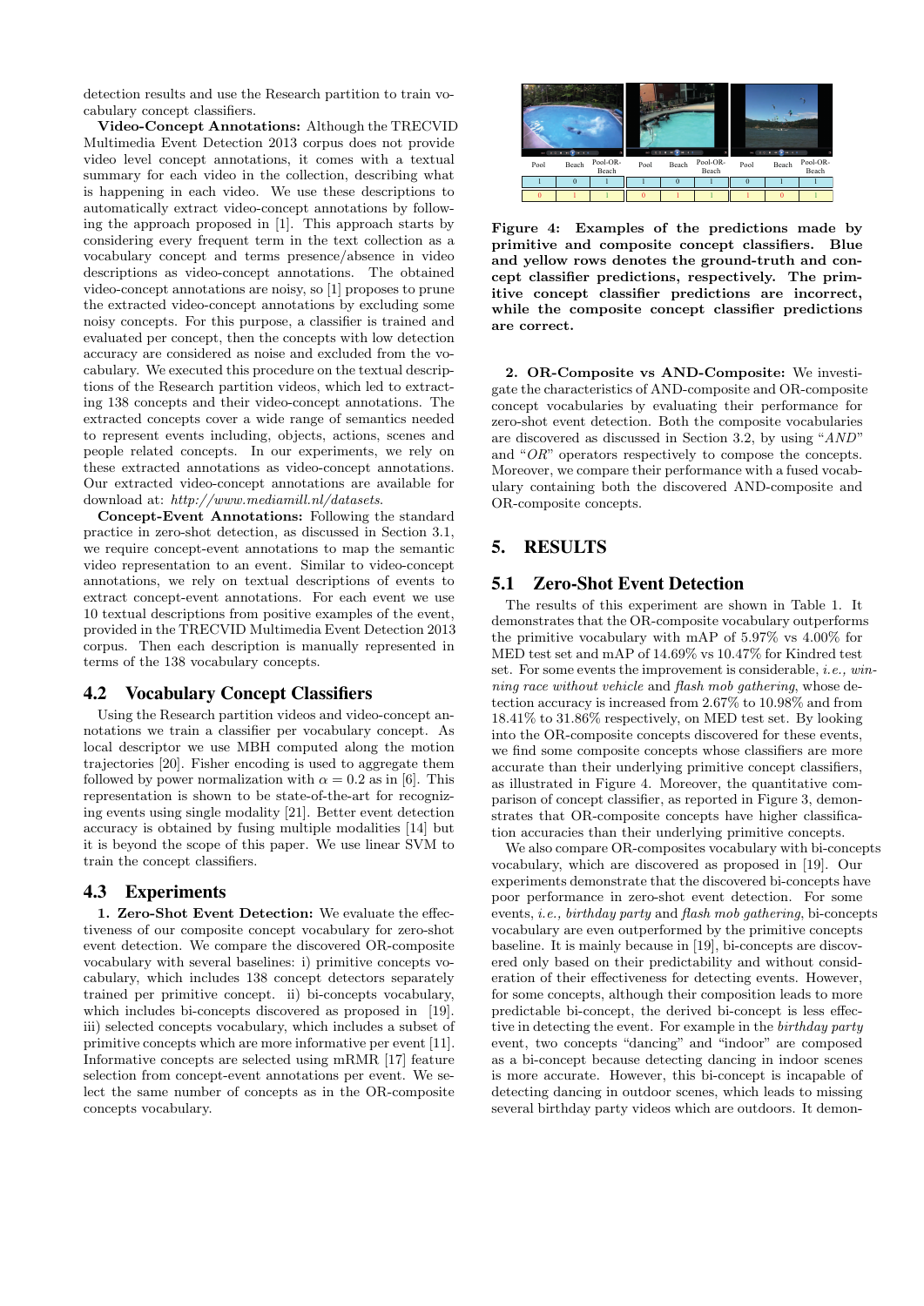detection results and use the Research partition to train vocabulary concept classifiers.

**Video-Concept Annotations:** Although the TRECVID Multimedia Event Detection 2013 corpus does not provide video level concept annotations, it comes with a textual summary for each video in the collection, describing what is happening in each video. We use these descriptions to automatically extract video-concept annotations by following the approach proposed in [1]. This approach starts by considering every frequent term in the text collection as a vocabulary concept and terms presence/absence in video descriptions as video-concept annotations. The obtained video-concept annotations are noisy, so [1] proposes to prune the extracted video-concept annotations by excluding some noisy concepts. For this purpose, a classifier is trained and evaluated per concept, then the concepts with low detection accuracy are considered as noise and excluded from the vocabulary. We executed this procedure on the textual descriptions of the Research partition videos, which led to extracting 138 concepts and their video-concept annotations. The extracted concepts cover a wide range of semantics needed to represent events including, objects, actions, scenes and people related concepts. In our experiments, we rely on these extracted annotations as video-concept annotations. Our extracted video-concept annotations are available for download at: *http://www.mediamill.nl/datasets*.

**Concept-Event Annotations:** Following the standard practice in zero-shot detection, as discussed in Section 3.1, we require concept-event annotations to map the semantic video representation to an event. Similar to video-concept annotations, we rely on textual descriptions of events to extract concept-event annotations. For each event we use 10 textual descriptions from positive examples of the event, provided in the TRECVID Multimedia Event Detection 2013 corpus. Then each description is manually represented in terms of the 138 vocabulary concepts.

## 4.2 Vocabulary Concept Classifiers

Using the Research partition videos and video-concept annotations we train a classifier per vocabulary concept. As local descriptor we use MBH computed along the motion trajectories [20]. Fisher encoding is used to aggregate them followed by power normalization with $\alpha = 0.2$ as in [6]. This representation is shown to be state-of-the-art for recognizing events using single modality [21]. Better event detection accuracy is obtained by fusing multiple modalities [14] but it is beyond the scope of this paper. We use linear SVM to train the concept classifiers.

## 4.3 Experiments

**1. Zero-Shot Event Detection:** We evaluate the effectiveness of our composite concept vocabulary for zero-shot event detection. We compare the discovered OR-composite vocabulary with several baselines: i) primitive concepts vocabulary, which includes 138 concept detectors separately trained per primitive concept. ii) bi-concepts vocabulary, which includes bi-concepts discovered as proposed in [19]. iii) selected concepts vocabulary, which includes a subset of primitive concepts which are more informative per event [11]. Informative concepts are selected using mRMR [17] feature selection from concept-event annotations per event. We select the same number of concepts as in the OR-composite concepts vocabulary.

| Pool | Beach | Pool-OR-Beach | Pool | Beach | Pool-OR-Beach | Pool | Beach | Pool-OR-Beach |
|---|---|---|---|---|---|---|---|---|
| 1 | 0 | 1 | 1 | 0 | 1 | 0 | 1 | 1 |
| 0 | 1 | 1 | 0 | 1 | 1 | 1 | 0 | 1 |

**Figure 4: Examples of the predictions made by primitive and composite concept classifiers. Blue and yellow rows denotes the ground-truth and concept classifier predictions, respectively. The primitive concept classifier predictions are incorrect, while the composite concept classifier predictions are correct.**

**2. OR-Composite vs AND-Composite:** We investigate the characteristics of AND-composite and OR-composite concept vocabularies by evaluating their performance for zero-shot event detection. Both the composite vocabularies are discovered as discussed in Section 3.2, by using "*AND*" and "*OR*" operators respectively to compose the concepts. Moreover, we compare their performance with a fused vocabulary containing both the discovered AND-composite and OR-composite concepts.

# 5. RESULTS

## 5.1 Zero-Shot Event Detection

The results of this experiment are shown in Table 1. It demonstrates that the OR-composite vocabulary outperforms the primitive vocabulary with mAP of 5.97% vs 4.00% for MED test set and mAP of 14.69% vs 10.47% for Kindred test set. For some events the improvement is considerable, *i.e., winning race without vehicle* and *flash mob gathering*, whose detection accuracy is increased from 2.67% to 10.98% and from 18.41% to 31.86% respectively, on MED test set. By looking into the OR-composite concepts discovered for these events, we find some composite concepts whose classifiers are more accurate than their underlying primitive concept classifiers, as illustrated in Figure 4. Moreover, the quantitative comparison of concept classifier, as reported in Figure 3, demonstrates that OR-composite concepts have higher classification accuracies than their underlying primitive concepts.

We also compare OR-composites vocabulary with bi-concepts vocabulary, which are discovered as proposed in [19]. Our experiments demonstrate that the discovered bi-concepts have poor performance in zero-shot event detection. For some events, *i.e., birthday party* and *flash mob gathering*, bi-concepts vocabulary are even outperformed by the primitive concepts baseline. It is mainly because in [19], bi-concepts are discovered only based on their predictability and without consideration of their effectiveness for detecting events. However, for some concepts, although their composition leads to more predictable bi-concept, the derived bi-concept is less effective in detecting the event. For example in the *birthday party* event, two concepts "dancing" and "indoor" are composed as a bi-concept because detecting dancing in indoor scenes is more accurate. However, this bi-concept is incapable of detecting dancing in outdoor scenes, which leads to missing several birthday party videos which are outdoors. It demon-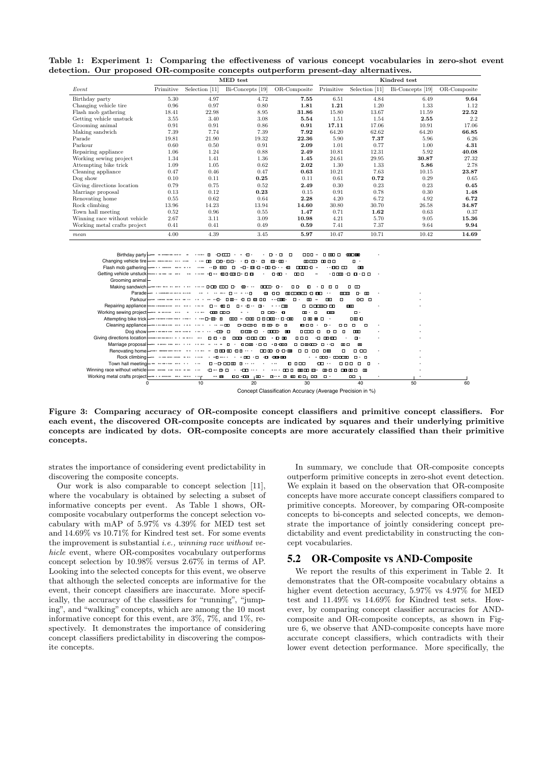**Table 1: Experiment 1: Comparing the effectiveness of various concept vocabularies in zero-shot event detection. Our proposed OR-composite concepts outperform present-day alternatives.**

| | MED test | | | | Kindred test | | | |
|---|---|---|---|---|---|---|---|---|
| *Event* | Primitive | Selection [11] | Bi-Concepts [19] | OR-Composite | Primitive | Selection [11] | Bi-Concepts [19] | OR-Composite |
| Birthday party | 5.30 | 4.97 | 4.72 | **7.55** | 6.51 | 4.84 | 6.49 | **9.64** |
| Changing vehicle tire | 0.96 | 0.97 | 0.80 | **1.81** | **1.21** | 1.20 | 1.33 | 1.12 |
| Flash mob gathering | 18.41 | 22.98 | 8.95 | **31.86** | 15.80 | 13.67 | 11.59 | **22.52** |
| Getting vehicle unstuck | 3.55 | 3.40 | 3.08 | **5.54** | 1.51 | 1.54 | **2.55** | 2.2 |
| Grooming animal | 0.91 | 0.91 | 0.86 | **0.91** | **17.11** | 17.06 | 10.91 | 17.06 |
| Making sandwich | 7.39 | 7.74 | 7.39 | **7.92** | 64.20 | 62.62 | 64.20 | **66.85** |
| Parade | 19.81 | 21.90 | 19.32 | **22.36** | 5.90 | **7.37** | 5.96 | 6.26 |
| Parkour | 0.60 | 0.50 | 0.91 | **2.09** | 1.01 | 0.77 | 1.00 | **4.31** |
| Repairing appliance | 1.06 | 1.24 | 0.88 | **2.49** | 10.81 | 12.31 | 5.92 | **40.08** |
| Working sewing project | 1.34 | 1.41 | 1.36 | **1.45** | 24.61 | 29.95 | **30.87** | 27.32 |
| Attempting bike trick | 1.09 | 1.05 | 0.62 | **2.02** | 1.30 | 1.33 | **5.86** | 2.78 |
| Cleaning appliance | 0.47 | 0.46 | 0.47 | **0.63** | 10.21 | 7.63 | 10.15 | **23.87** |
| Dog show | 0.10 | 0.11 | **0.25** | 0.11 | 0.61 | **0.72** | 0.29 | 0.65 |
| Giving directions location | 0.79 | 0.75 | 0.52 | **2.49** | 0.30 | 0.23 | 0.23 | **0.45** |
| Marriage proposal | 0.13 | 0.12 | **0.23** | 0.15 | 0.91 | 0.78 | 0.30 | **1.48** |
| Renovating home | 0.55 | 0.62 | 0.64 | **2.28** | 4.20 | 6.72 | 4.92 | **6.72** |
| Rock climbing | 13.96 | 14.23 | 13.94 | **14.60** | 30.80 | 30.70 | 26.58 | **34.87** |
| Town hall meeting | 0.52 | 0.96 | 0.55 | **1.47** | 0.71 | **1.62** | 0.63 | 0.37 |
| Winning race without vehicle | 2.67 | 3.11 | 3.09 | **10.98** | 4.21 | 5.70 | 9.05 | **15.36** |
| Working metal crafts project | 0.41 | 0.41 | 0.49 | **0.59** | 7.41 | 7.37 | 9.64 | **9.94** |
| *mean* | 4.00 | 4.39 | 3.45 | **5.97** | 10.47 | 10.71 | 10.42 | **14.69** |

**Figure 3: Comparing accuracy of OR-composite concept classifiers and primitive concept classifiers. For each event, the discovered OR-composite concepts are indicated by squares and their underlying primitive concepts are indicated by dots. OR-composite concepts are more accurately classified than their primitive concepts.**

strates the importance of considering event predictability in discovering the composite concepts.

Our work is also comparable to concept selection [11], where the vocabulary is obtained by selecting a subset of informative concepts per event. As Table 1 shows, OR-composite vocabulary outperforms the concept selection vocabulary with mAP of 5.97% vs 4.39% for MED test set and 14.69% vs 10.71% for Kindred test set. For some events the improvement is substantial *i.e., winning race without vehicle* event, where OR-composites vocabulary outperforms concept selection by 10.98% versus 2.67% in terms of AP. Looking into the selected concepts for this event, we observe that although the selected concepts are informative for the event, their concept classifiers are inaccurate. More specifically, the accuracy of the classifiers for "running", "jumping", and "walking" concepts, which are among the 10 most informative concept for this event, are 3%, 7%, and 1%, respectively. It demonstrates the importance of considering concept classifiers predictability in discovering the composite concepts.

In summary, we conclude that OR-composite concepts outperform primitive concepts in zero-shot event detection. We explain it based on the observation that OR-composite concepts have more accurate concept classifiers compared to primitive concepts. Moreover, by comparing OR-composite concepts to bi-concepts and selected concepts, we demonstrate the importance of jointly considering concept predictability and event predictability in constructing the concept vocabularies.

## 5.2 OR-Composite vs AND-Composite

We report the results of this experiment in Table 2. It demonstrates that the OR-composite vocabulary obtains a higher event detection accuracy, 5.97% vs 4.97% for MED test and 11.49% vs 14.69% for Kindred test sets. However, by comparing concept classifier accuracies for AND-composite and OR-composite concepts, as shown in Figure 6, we observe that AND-composite concepts have more accurate concept classifiers, which contradicts with their lower event detection performance. More specifically, the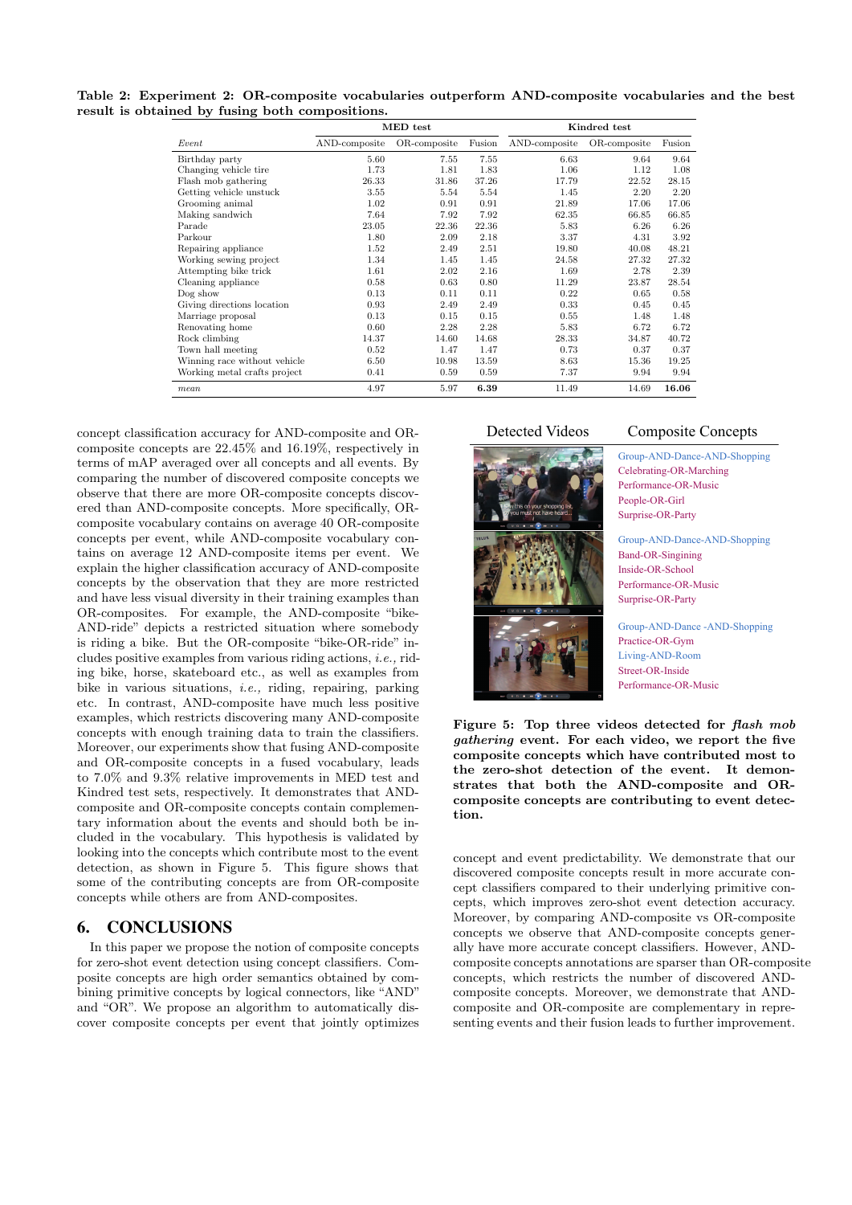**Table 2: Experiment 2: OR-composite vocabularies outperform AND-composite vocabularies and the best result is obtained by fusing both compositions.**

| | MED test | | | Kindred test | | |
|---|---|---|---|---|---|---|
| *Event* | AND-composite | OR-composite | Fusion | AND-composite | OR-composite | Fusion |
| Birthday party | 5.60 | 7.55 | 7.55 | 6.63 | 9.64 | 9.64 |
| Changing vehicle tire | 1.73 | 1.81 | 1.83 | 1.06 | 1.12 | 1.08 |
| Flash mob gathering | 26.33 | 31.86 | 37.26 | 17.79 | 22.52 | 28.15 |
| Getting vehicle unstuck | 3.55 | 5.54 | 5.54 | 1.45 | 2.20 | 2.20 |
| Grooming animal | 1.02 | 0.91 | 0.91 | 21.89 | 17.06 | 17.06 |
| Making sandwich | 7.64 | 7.92 | 7.92 | 62.35 | 66.85 | 66.85 |
| Parade | 23.05 | 22.36 | 22.36 | 5.83 | 6.26 | 6.26 |
| Parkour | 1.80 | 2.09 | 2.18 | 3.37 | 4.31 | 3.92 |
| Repairing appliance | 1.52 | 2.49 | 2.51 | 19.80 | 40.08 | 48.21 |
| Working sewing project | 1.34 | 1.45 | 1.45 | 24.58 | 27.32 | 27.32 |
| Attempting bike trick | 1.61 | 2.02 | 2.16 | 1.69 | 2.78 | 2.39 |
| Cleaning appliance | 0.58 | 0.63 | 0.80 | 11.29 | 23.87 | 28.54 |
| Dog show | 0.13 | 0.11 | 0.11 | 0.22 | 0.65 | 0.58 |
| Giving directions location | 0.93 | 2.49 | 2.49 | 0.33 | 0.45 | 0.45 |
| Marriage proposal | 0.13 | 0.15 | 0.15 | 0.55 | 1.48 | 1.48 |
| Renovating home | 0.60 | 2.28 | 2.28 | 5.83 | 6.72 | 6.72 |
| Rock climbing | 14.37 | 14.60 | 14.68 | 28.33 | 34.87 | 40.72 |
| Town hall meeting | 0.52 | 1.47 | 1.47 | 0.73 | 0.37 | 0.37 |
| Winning race without vehicle | 6.50 | 10.98 | 13.59 | 8.63 | 15.36 | 19.25 |
| Working metal crafts project | 0.41 | 0.59 | 0.59 | 7.37 | 9.94 | 9.94 |
| *mean* | 4.97 | 5.97 | **6.39** | 11.49 | 14.69 | **16.06** |

concept classification accuracy for AND-composite and OR-composite concepts are 22.45% and 16.19%, respectively in terms of mAP averaged over all concepts and all events. By comparing the number of discovered composite concepts we observe that there are more OR-composite concepts discovered than AND-composite concepts. More specifically, OR-composite vocabulary contains on average 40 OR-composite concepts per event, while AND-composite vocabulary contains on average 12 AND-composite items per event. We explain the higher classification accuracy of AND-composite concepts by the observation that they are more restricted and have less visual diversity in their training examples than OR-composites. For example, the AND-composite "bike-AND-ride" depicts a restricted situation where somebody is riding a bike. But the OR-composite "bike-OR-ride" includes positive examples from various riding actions, *i.e.,* riding bike, horse, skateboard etc., as well as examples from bike in various situations, *i.e.,* riding, repairing, parking etc. In contrast, AND-composite have much less positive examples, which restricts discovering many AND-composite concepts with enough training data to train the classifiers. Moreover, our experiments show that fusing AND-composite and OR-composite concepts in a fused vocabulary, leads to 7.0% and 9.3% relative improvements in MED test and Kindred test sets, respectively. It demonstrates that AND-composite and OR-composite concepts contain complementary information about the events and should both be included in the vocabulary. This hypothesis is validated by looking into the concepts which contribute most to the event detection, as shown in Figure 5. This figure shows that some of the contributing concepts are from OR-composite concepts while others are from AND-composites.

| Detected Videos | Composite Concepts |
|---|---|
| (video 1) | Group-AND-Dance-AND-Shopping<br>Celebrating-OR-Marching<br>Performance-OR-Music<br>People-OR-Girl<br>Surprise-OR-Party |
| (video 2) | Group-AND-Dance-AND-Shopping<br>Band-OR-Singining<br>Inside-OR-School<br>Performance-OR-Music<br>Surprise-OR-Party |
| (video 3) | Group-AND-Dance -AND-Shopping<br>Practice-OR-Gym<br>Living-AND-Room<br>Street-OR-Inside<br>Performance-OR-Music |

**Figure 5: Top three videos detected for *flash mob gathering* event. For each video, we report the five composite concepts which have contributed most to the zero-shot detection of the event. It demonstrates that both the AND-composite and OR-composite concepts are contributing to event detection.**

## 6. CONCLUSIONS

In this paper we propose the notion of composite concepts for zero-shot event detection using concept classifiers. Composite concepts are high order semantics obtained by combining primitive concepts by logical connectors, like "AND" and "OR". We propose an algorithm to automatically discover composite concepts per event that jointly optimizes concept and event predictability. We demonstrate that our discovered composite concepts result in more accurate concept classifiers compared to their underlying primitive concepts, which improves zero-shot event detection accuracy. Moreover, by comparing AND-composite vs OR-composite concepts we observe that AND-composite concepts generally have more accurate concept classifiers. However, AND-composite concepts annotations are sparser than OR-composite concepts, which restricts the number of discovered AND-composite concepts. Moreover, we demonstrate that AND-composite and OR-composite are complementary in representing events and their fusion leads to further improvement.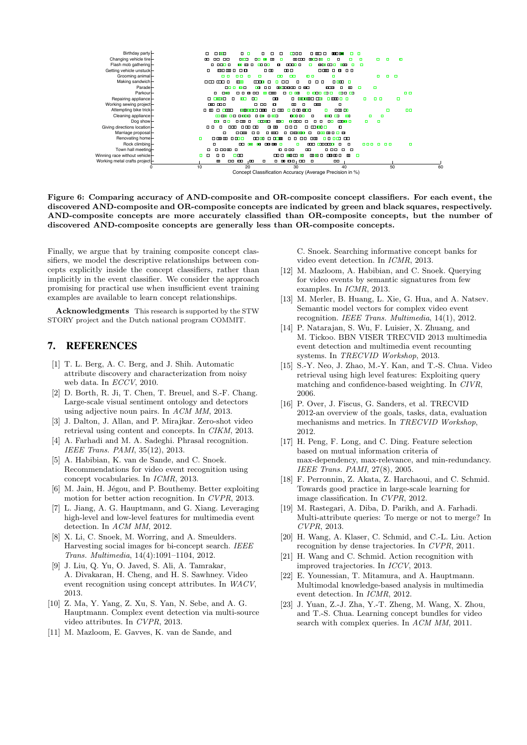Birthday party
Changing vehicle tire
Flash mob gathering
Getting vehicle unstuck
Grooming animal
Making sandwich
Parade
Parkour
Repairing appliance
Working sewing project
Attempting bike trick
Cleaning appliance
Dog show
Giving directions location
Marriage proposal
Renovating home
Rock climbing
Town hall meeting
Winning race without vehicle
Working metal crafts project

0 10 20 30 40 50 60

Concept Classification Accuracy (Average Precision in %)

**Figure 6: Comparing accuracy of AND-composite and OR-composite concept classifiers. For each event, the discovered AND-composite and OR-composite concepts are indicated by green and black squares, respectively. AND-composite concepts are more accurately classified than OR-composite concepts, but the number of discovered AND-composite concepts are generally less than OR-composite concepts.**

Finally, we argue that by training composite concept classifiers, we model the descriptive relationships between concepts explicitly inside the concept classifiers, rather than implicitly in the event classifier. We consider the approach promising for practical use when insufficient event training examples are available to learn concept relationships.

**Acknowledgments** This research is supported by the STW STORY project and the Dutch national program COMMIT.

## 7. REFERENCES

[1] T. L. Berg, A. C. Berg, and J. Shih. Automatic attribute discovery and characterization from noisy web data. In *ECCV*, 2010.

[2] D. Borth, R. Ji, T. Chen, T. Breuel, and S.-F. Chang. Large-scale visual sentiment ontology and detectors using adjective noun pairs. In *ACM MM*, 2013.

[3] J. Dalton, J. Allan, and P. Mirajkar. Zero-shot video retrieval using content and concepts. In *CIKM*, 2013.

[4] A. Farhadi and M. A. Sadeghi. Phrasal recognition. *IEEE Trans. PAMI*, 35(12), 2013.

[5] A. Habibian, K. van de Sande, and C. Snoek. Recommendations for video event recognition using concept vocabularies. In *ICMR*, 2013.

[6] M. Jain, H. Jégou, and P. Bouthemy. Better exploiting motion for better action recognition. In *CVPR*, 2013.

[7] L. Jiang, A. G. Hauptmann, and G. Xiang. Leveraging high-level and low-level features for multimedia event detection. In *ACM MM*, 2012.

[8] X. Li, C. Snoek, M. Worring, and A. Smeulders. Harvesting social images for bi-concept search. *IEEE Trans. Multimedia*, 14(4):1091–1104, 2012.

[9] J. Liu, Q. Yu, O. Javed, S. Ali, A. Tamrakar, A. Divakaran, H. Cheng, and H. S. Sawhney. Video event recognition using concept attributes. In *WACV*, 2013.

[10] Z. Ma, Y. Yang, Z. Xu, S. Yan, N. Sebe, and A. G. Hauptmann. Complex event detection via multi-source video attributes. In *CVPR*, 2013.

[11] M. Mazloom, E. Gavves, K. van de Sande, and C. Snoek. Searching informative concept banks for video event detection. In *ICMR*, 2013.

[12] M. Mazloom, A. Habibian, and C. Snoek. Querying for video events by semantic signatures from few examples. In *ICMR*, 2013.

[13] M. Merler, B. Huang, L. Xie, G. Hua, and A. Natsev. Semantic model vectors for complex video event recognition. *IEEE Trans. Multimedia*, 14(1), 2012.

[14] P. Natarajan, S. Wu, F. Luisier, X. Zhuang, and M. Tickoo. BBN VISER TRECVID 2013 multimedia event detection and multimedia event recounting systems. In *TRECVID Workshop*, 2013.

[15] S.-Y. Neo, J. Zhao, M.-Y. Kan, and T.-S. Chua. Video retrieval using high level features: Exploiting query matching and confidence-based weighting. In *CIVR*, 2006.

[16] P. Over, J. Fiscus, G. Sanders, et al. TRECVID 2012-an overview of the goals, tasks, data, evaluation mechanisms and metrics. In *TRECVID Workshop*, 2012.

[17] H. Peng, F. Long, and C. Ding. Feature selection based on mutual information criteria of max-dependency, max-relevance, and min-redundancy. *IEEE Trans. PAMI*, 27(8), 2005.

[18] F. Perronnin, Z. Akata, Z. Harchaoui, and C. Schmid. Towards good practice in large-scale learning for image classification. In *CVPR*, 2012.

[19] M. Rastegari, A. Diba, D. Parikh, and A. Farhadi. Multi-attribute queries: To merge or not to merge? In *CVPR*, 2013.

[20] H. Wang, A. Klaser, C. Schmid, and C.-L. Liu. Action recognition by dense trajectories. In *CVPR*, 2011.

[21] H. Wang and C. Schmid. Action recognition with improved trajectories. In *ICCV*, 2013.

[22] E. Younessian, T. Mitamura, and A. Hauptmann. Multimodal knowledge-based analysis in multimedia event detection. In *ICMR*, 2012.

[23] J. Yuan, Z.-J. Zha, Y.-T. Zheng, M. Wang, X. Zhou, and T.-S. Chua. Learning concept bundles for video search with complex queries. In *ACM MM*, 2011.